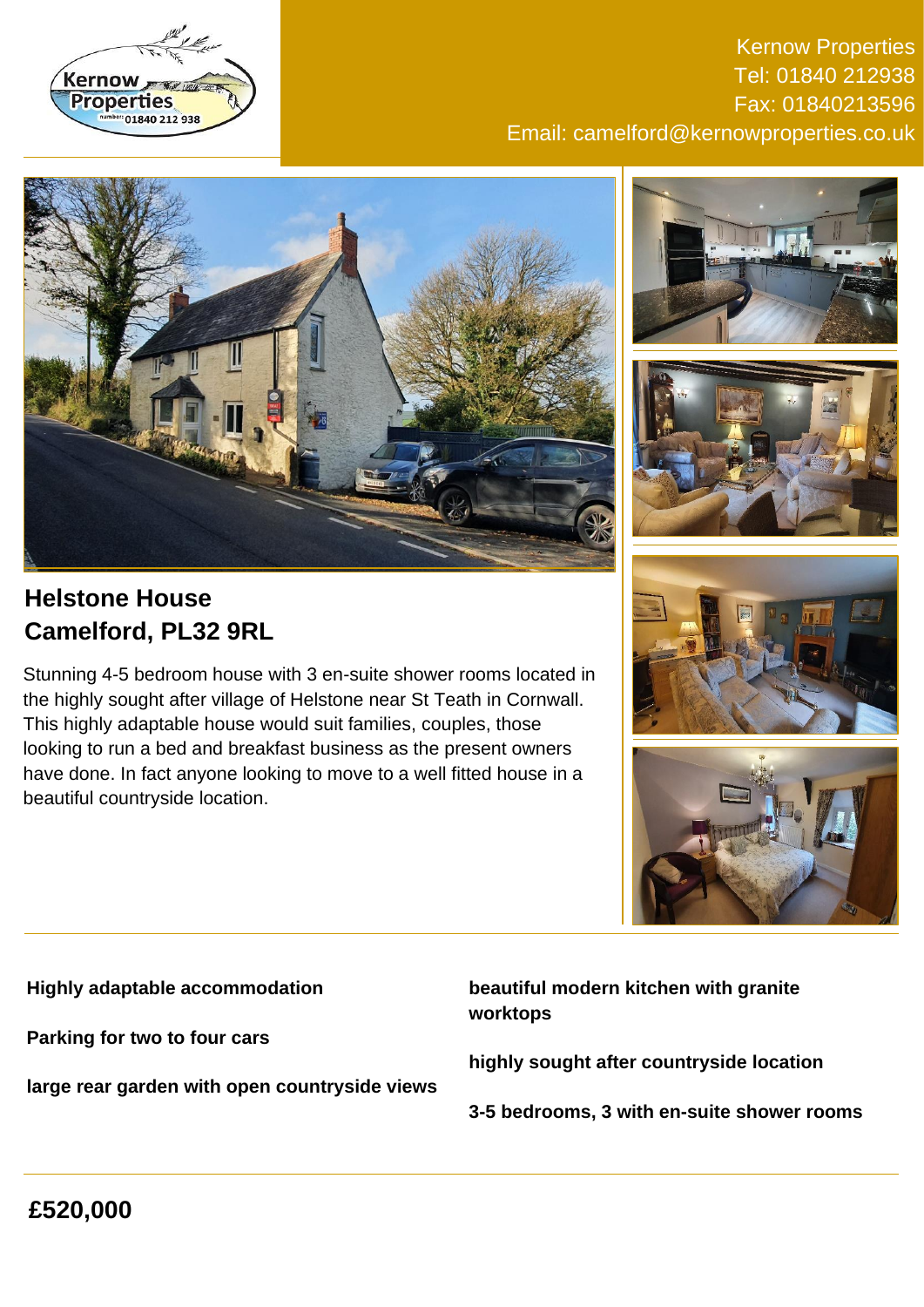Kernow Properties
Tel: 01840 212938
Fax: 01840213596
Email: camelford@kernowproperties.co.uk

## Helstone House
## Camelford, PL32 9RL

Stunning 4-5 bedroom house with 3 en-suite shower rooms located in the highly sought after village of Helstone near St Teath in Cornwall. This highly adaptable house would suit families, couples, those looking to run a bed and breakfast business as the present owners have done. In fact anyone looking to move to a well fitted house in a beautiful countryside location.

**Highly adaptable accommodation**

**Parking for two to four cars**

**large rear garden with open countryside views**

**beautiful modern kitchen with granite worktops**

**highly sought after countryside location**

**3-5 bedrooms, 3 with en-suite shower rooms**

## £520,000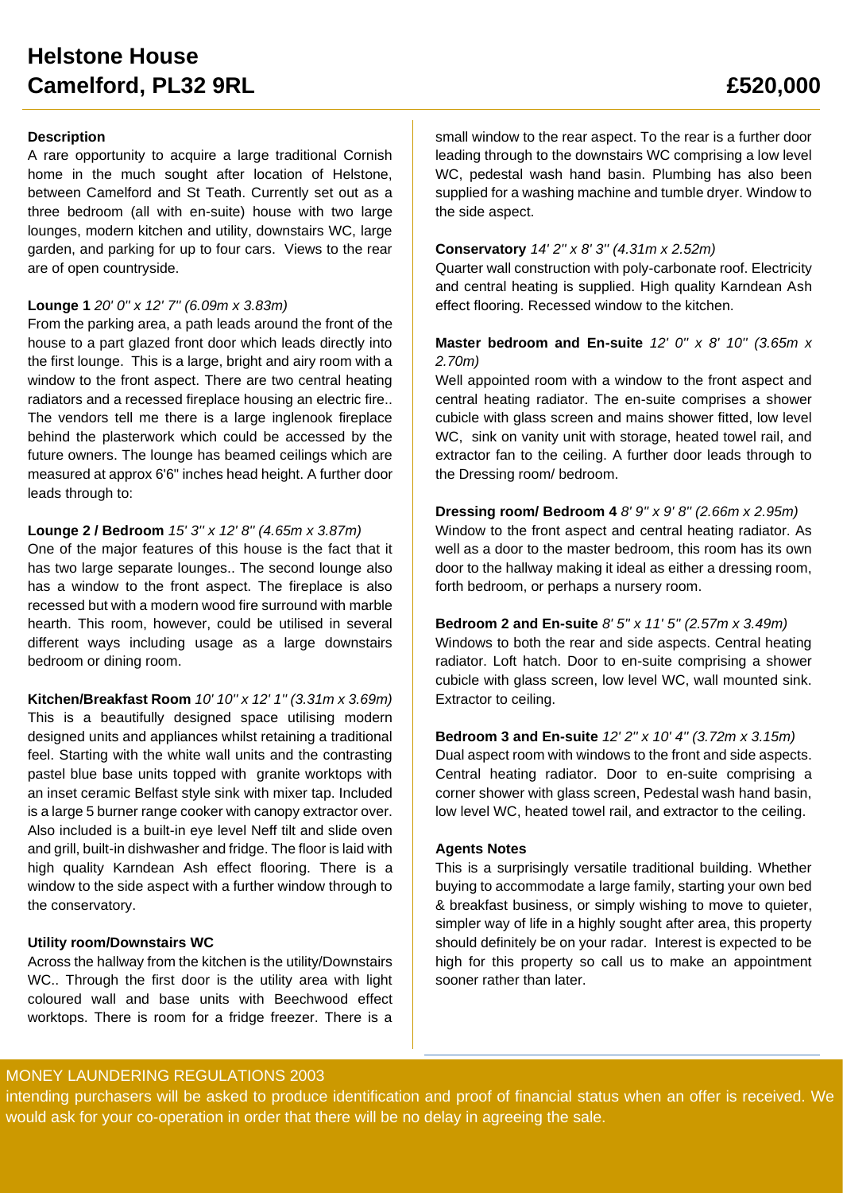# Helstone House
# Camelford, PL32 9RL

**£520,000**

**Description**

A rare opportunity to acquire a large traditional Cornish home in the much sought after location of Helstone, between Camelford and St Teath. Currently set out as a three bedroom (all with en-suite) house with two large lounges, modern kitchen and utility, downstairs WC, large garden, and parking for up to four cars. Views to the rear are of open countryside.

**Lounge 1** *20' 0'' x 12' 7'' (6.09m x 3.83m)*

From the parking area, a path leads around the front of the house to a part glazed front door which leads directly into the first lounge. This is a large, bright and airy room with a window to the front aspect. There are two central heating radiators and a recessed fireplace housing an electric fire.. The vendors tell me there is a large inglenook fireplace behind the plasterwork which could be accessed by the future owners. The lounge has beamed ceilings which are measured at approx 6'6" inches head height. A further door leads through to:

**Lounge 2 / Bedroom** *15' 3'' x 12' 8'' (4.65m x 3.87m)*

One of the major features of this house is the fact that it has two large separate lounges.. The second lounge also has a window to the front aspect. The fireplace is also recessed but with a modern wood fire surround with marble hearth. This room, however, could be utilised in several different ways including usage as a large downstairs bedroom or dining room.

**Kitchen/Breakfast Room** *10' 10'' x 12' 1'' (3.31m x 3.69m)*

This is a beautifully designed space utilising modern designed units and appliances whilst retaining a traditional feel. Starting with the white wall units and the contrasting pastel blue base units topped with granite worktops with an inset ceramic Belfast style sink with mixer tap. Included is a large 5 burner range cooker with canopy extractor over. Also included is a built-in eye level Neff tilt and slide oven and grill, built-in dishwasher and fridge. The floor is laid with high quality Karndean Ash effect flooring. There is a window to the side aspect with a further window through to the conservatory.

**Utility room/Downstairs WC**

Across the hallway from the kitchen is the utility/Downstairs WC.. Through the first door is the utility area with light coloured wall and base units with Beechwood effect worktops. There is room for a fridge freezer. There is a small window to the rear aspect. To the rear is a further door leading through to the downstairs WC comprising a low level WC, pedestal wash hand basin. Plumbing has also been supplied for a washing machine and tumble dryer. Window to the side aspect.

**Conservatory** *14' 2'' x 8' 3'' (4.31m x 2.52m)*

Quarter wall construction with poly-carbonate roof. Electricity and central heating is supplied. High quality Karndean Ash effect flooring. Recessed window to the kitchen.

**Master bedroom and En-suite** *12' 0'' x 8' 10'' (3.65m x 2.70m)*

Well appointed room with a window to the front aspect and central heating radiator. The en-suite comprises a shower cubicle with glass screen and mains shower fitted, low level WC, sink on vanity unit with storage, heated towel rail, and extractor fan to the ceiling. A further door leads through to the Dressing room/ bedroom.

**Dressing room/ Bedroom 4** *8' 9'' x 9' 8'' (2.66m x 2.95m)*

Window to the front aspect and central heating radiator. As well as a door to the master bedroom, this room has its own door to the hallway making it ideal as either a dressing room, forth bedroom, or perhaps a nursery room.

**Bedroom 2 and En-suite** *8' 5'' x 11' 5'' (2.57m x 3.49m)*

Windows to both the rear and side aspects. Central heating radiator. Loft hatch. Door to en-suite comprising a shower cubicle with glass screen, low level WC, wall mounted sink. Extractor to ceiling.

**Bedroom 3 and En-suite** *12' 2'' x 10' 4'' (3.72m x 3.15m)*

Dual aspect room with windows to the front and side aspects. Central heating radiator. Door to en-suite comprising a corner shower with glass screen, Pedestal wash hand basin, low level WC, heated towel rail, and extractor to the ceiling.

**Agents Notes**

This is a surprisingly versatile traditional building. Whether buying to accommodate a large family, starting your own bed & breakfast business, or simply wishing to move to quieter, simpler way of life in a highly sought after area, this property should definitely be on your radar. Interest is expected to be high for this property so call us to make an appointment sooner rather than later.

MONEY LAUNDERING REGULATIONS 2003

intending purchasers will be asked to produce identification and proof of financial status when an offer is received. We would ask for your co-operation in order that there will be no delay in agreeing the sale.